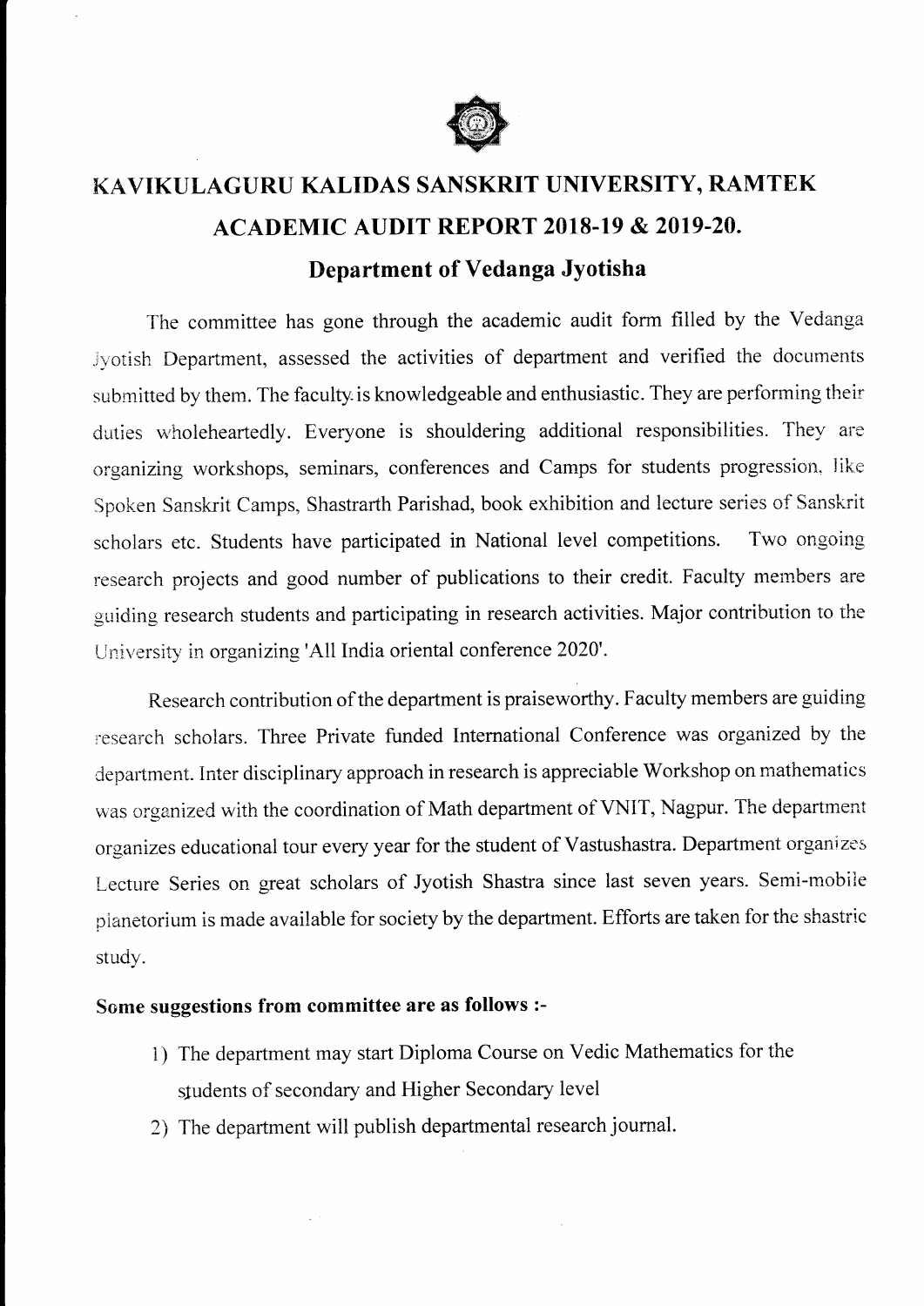# KAVIKULAGURU KALIDAS SANSKRIT UNIVERSITY, RAMTEK

## ACADEMIC AUDIT REPORT 2018-19 & 2019-20.

### Department of Vedanga Jyotisha

The committee has gone through the academic audit form filled by the Vedanga Jyotish Department, assessed the activities of department and verified the documents submitted by them. The faculty is knowledgeable and enthusiastic. They are performing their duties wholeheartedly. Everyone is shouldering additional responsibilities. They are organizing workshops, seminars, conferences and Camps for students progression, like Spoken Sanskrit Camps, Shastrarth Parishad, book exhibition and lecture series of Sanskrit scholars etc. Students have participated in National level competitions. Two ongoing research projects and good number of publications to their credit. Faculty members are guiding research students and participating in research activities. Major contribution to the University in organizing 'All India oriental conference 2020'.

Research contribution of the department is praiseworthy. Faculty members are guiding research scholars. Three Private funded International Conference was organized by the department. Inter disciplinary approach in research is appreciable Workshop on mathematics was organized with the coordination of Math department of VNIT, Nagpur. The department organizes educational tour every year for the student of Vastushastra. Department organizes Lecture Series on great scholars of Jyotish Shastra since last seven years. Semi-mobile planetorium is made available for society by the department. Efforts are taken for the shastric study.

**Some suggestions from committee are as follows :-**

1) The department may start Diploma Course on Vedic Mathematics for the students of secondary and Higher Secondary level
2) The department will publish departmental research journal.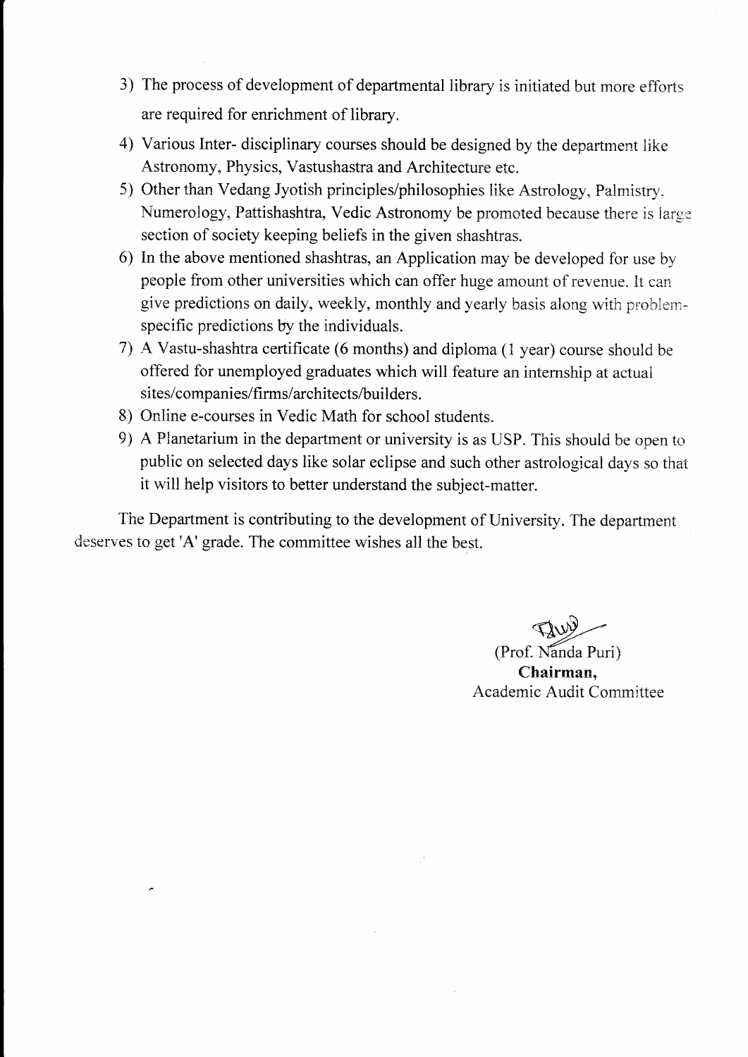3) The process of development of departmental library is initiated but more efforts are required for enrichment of library.
4) Various Inter- disciplinary courses should be designed by the department like Astronomy, Physics, Vastushastra and Architecture etc.
5) Other than Vedang Jyotish principles/philosophies like Astrology, Palmistry, Numerology, Pattishashtra, Vedic Astronomy be promoted because there is large section of society keeping beliefs in the given shashtras.
6) In the above mentioned shashtras, an Application may be developed for use by people from other universities which can offer huge amount of revenue. It can give predictions on daily, weekly, monthly and yearly basis along with problem-specific predictions by the individuals.
7) A Vastu-shashtra certificate (6 months) and diploma (1 year) course should be offered for unemployed graduates which will feature an internship at actual sites/companies/firms/architects/builders.
8) Online e-courses in Vedic Math for school students.
9) A Planetarium in the department or university is as USP. This should be open to public on selected days like solar eclipse and such other astrological days so that it will help visitors to better understand the subject-matter.

The Department is contributing to the development of University. The department deserves to get 'A' grade. The committee wishes all the best.

(Prof. Nanda Puri)
**Chairman,**
Academic Audit Committee